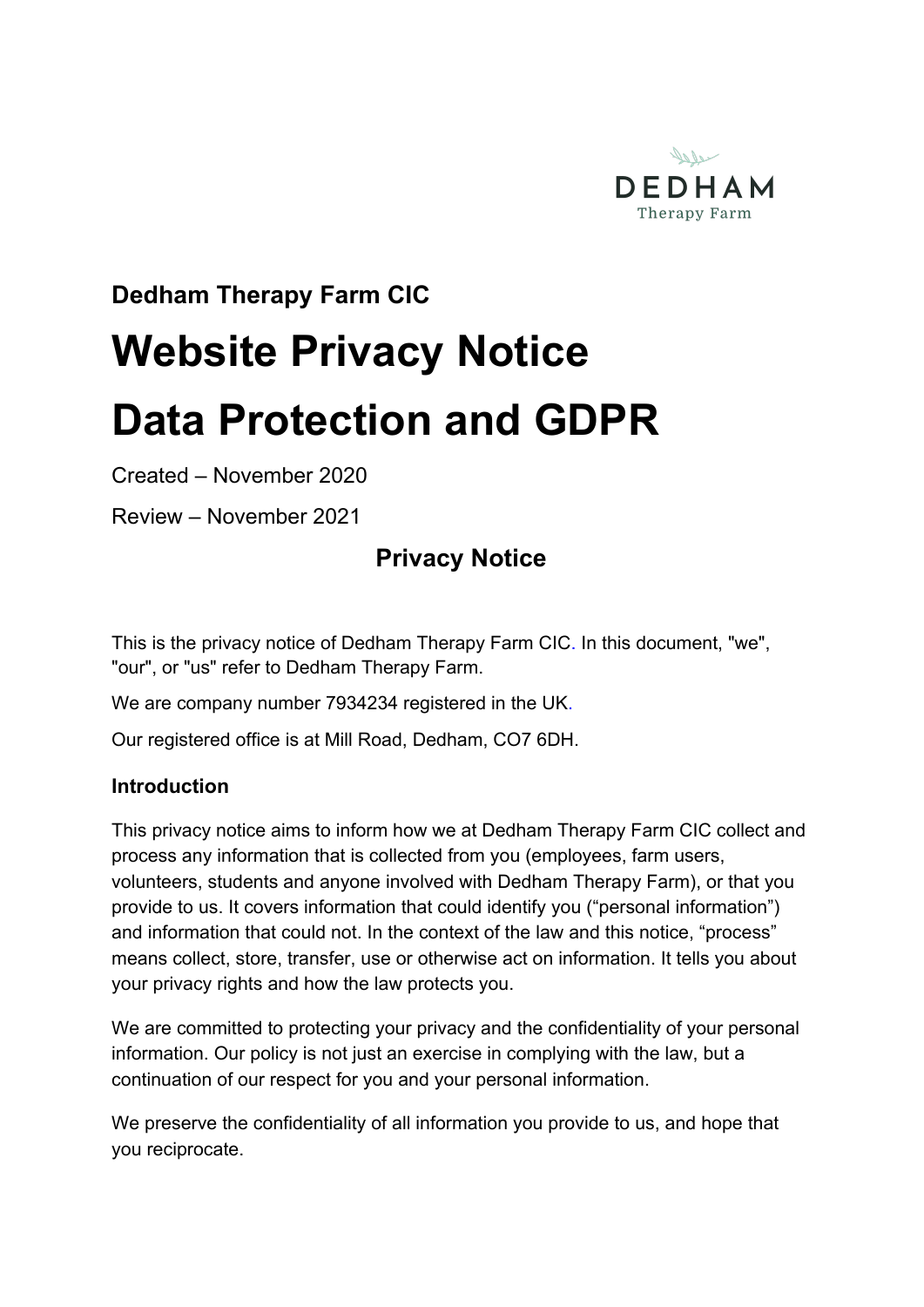DEDHAM
Therapy Farm

**Dedham Therapy Farm CIC**

# Website Privacy Notice

# Data Protection and GDPR

Created – November 2020

Review – November 2021

## Privacy Notice

This is the privacy notice of Dedham Therapy Farm CIC. In this document, "we", "our", or "us" refer to Dedham Therapy Farm.

We are company number 7934234 registered in the UK.

Our registered office is at Mill Road, Dedham, CO7 6DH.

### Introduction

This privacy notice aims to inform how we at Dedham Therapy Farm CIC collect and process any information that is collected from you (employees, farm users, volunteers, students and anyone involved with Dedham Therapy Farm), or that you provide to us. It covers information that could identify you ("personal information") and information that could not. In the context of the law and this notice, "process" means collect, store, transfer, use or otherwise act on information. It tells you about your privacy rights and how the law protects you.

We are committed to protecting your privacy and the confidentiality of your personal information. Our policy is not just an exercise in complying with the law, but a continuation of our respect for you and your personal information.

We preserve the confidentiality of all information you provide to us, and hope that you reciprocate.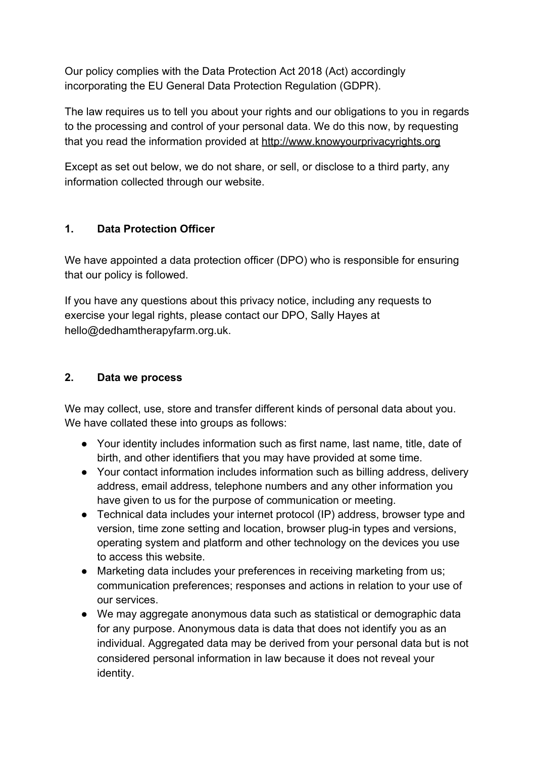Our policy complies with the Data Protection Act 2018 (Act) accordingly incorporating the EU General Data Protection Regulation (GDPR).

The law requires us to tell you about your rights and our obligations to you in regards to the processing and control of your personal data. We do this now, by requesting that you read the information provided at [http://www.knowyourprivacyrights.org](http://www.knowyourprivacyrights.org)

Except as set out below, we do not share, or sell, or disclose to a third party, any information collected through our website.

## 1. Data Protection Officer

We have appointed a data protection officer (DPO) who is responsible for ensuring that our policy is followed.

If you have any questions about this privacy notice, including any requests to exercise your legal rights, please contact our DPO, Sally Hayes at hello@dedhamtherapyfarm.org.uk.

## 2. Data we process

We may collect, use, store and transfer different kinds of personal data about you. We have collated these into groups as follows:

- Your identity includes information such as first name, last name, title, date of birth, and other identifiers that you may have provided at some time.
- Your contact information includes information such as billing address, delivery address, email address, telephone numbers and any other information you have given to us for the purpose of communication or meeting.
- Technical data includes your internet protocol (IP) address, browser type and version, time zone setting and location, browser plug-in types and versions, operating system and platform and other technology on the devices you use to access this website.
- Marketing data includes your preferences in receiving marketing from us; communication preferences; responses and actions in relation to your use of our services.
- We may aggregate anonymous data such as statistical or demographic data for any purpose. Anonymous data is data that does not identify you as an individual. Aggregated data may be derived from your personal data but is not considered personal information in law because it does not reveal your identity.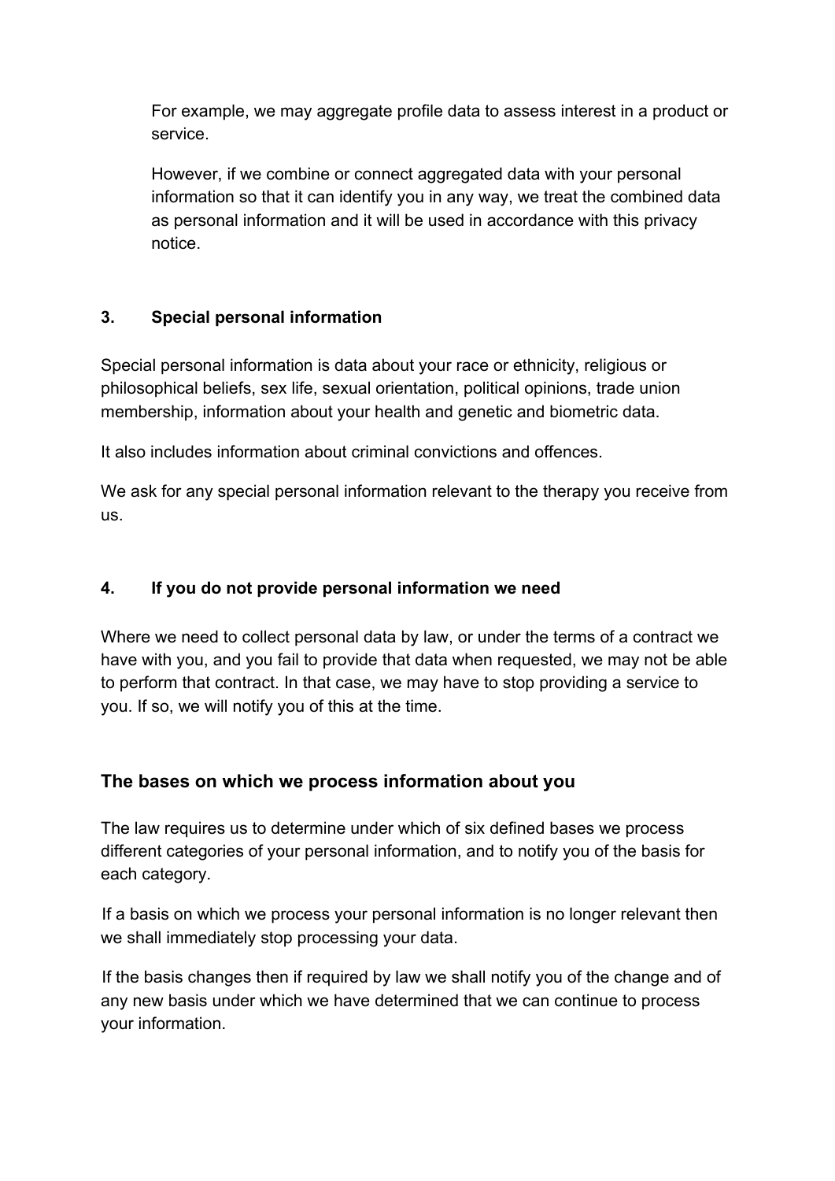For example, we may aggregate profile data to assess interest in a product or service.

However, if we combine or connect aggregated data with your personal information so that it can identify you in any way, we treat the combined data as personal information and it will be used in accordance with this privacy notice.

### 3. Special personal information

Special personal information is data about your race or ethnicity, religious or philosophical beliefs, sex life, sexual orientation, political opinions, trade union membership, information about your health and genetic and biometric data.

It also includes information about criminal convictions and offences.

We ask for any special personal information relevant to the therapy you receive from us.

### 4. If you do not provide personal information we need

Where we need to collect personal data by law, or under the terms of a contract we have with you, and you fail to provide that data when requested, we may not be able to perform that contract. In that case, we may have to stop providing a service to you. If so, we will notify you of this at the time.

## The bases on which we process information about you

The law requires us to determine under which of six defined bases we process different categories of your personal information, and to notify you of the basis for each category.

If a basis on which we process your personal information is no longer relevant then we shall immediately stop processing your data.

If the basis changes then if required by law we shall notify you of the change and of any new basis under which we have determined that we can continue to process your information.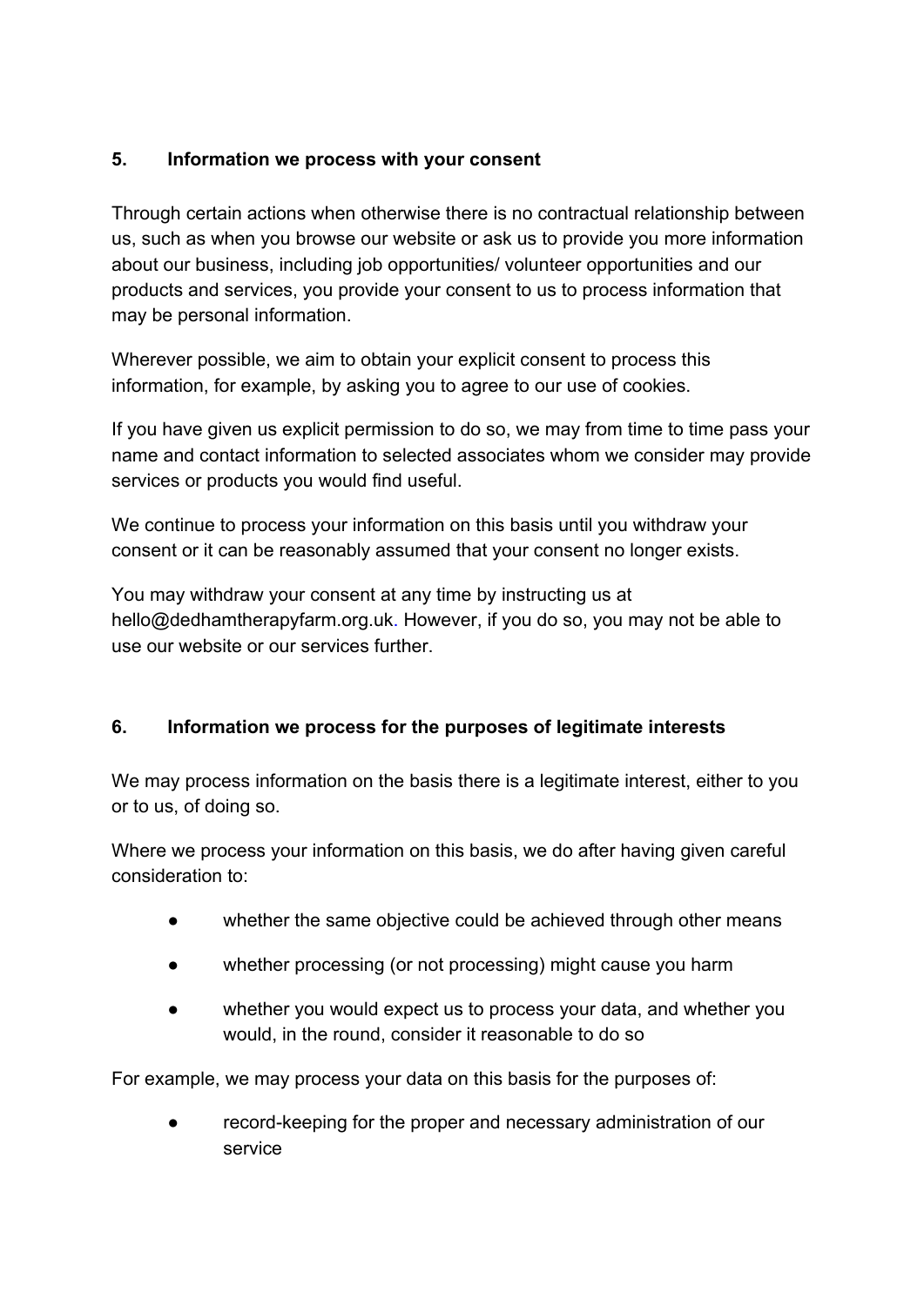## 5. Information we process with your consent

Through certain actions when otherwise there is no contractual relationship between us, such as when you browse our website or ask us to provide you more information about our business, including job opportunities/ volunteer opportunities and our products and services, you provide your consent to us to process information that may be personal information.

Wherever possible, we aim to obtain your explicit consent to process this information, for example, by asking you to agree to our use of cookies.

If you have given us explicit permission to do so, we may from time to time pass your name and contact information to selected associates whom we consider may provide services or products you would find useful.

We continue to process your information on this basis until you withdraw your consent or it can be reasonably assumed that your consent no longer exists.

You may withdraw your consent at any time by instructing us at hello@dedhamtherapyfarm.org.uk. However, if you do so, you may not be able to use our website or our services further.

## 6. Information we process for the purposes of legitimate interests

We may process information on the basis there is a legitimate interest, either to you or to us, of doing so.

Where we process your information on this basis, we do after having given careful consideration to:

- whether the same objective could be achieved through other means
- whether processing (or not processing) might cause you harm
- whether you would expect us to process your data, and whether you would, in the round, consider it reasonable to do so

For example, we may process your data on this basis for the purposes of:

- record-keeping for the proper and necessary administration of our service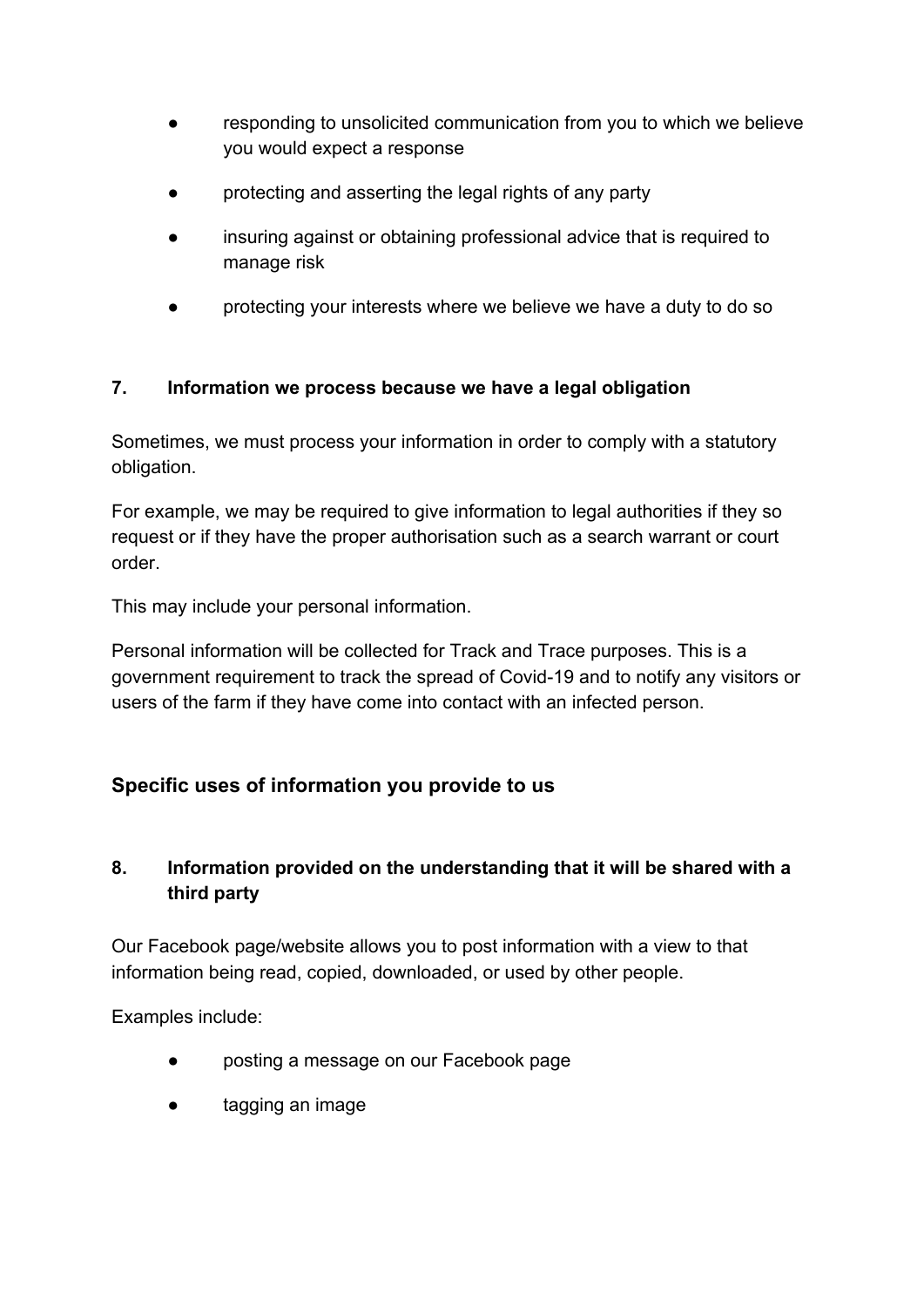- responding to unsolicited communication from you to which we believe you would expect a response
- protecting and asserting the legal rights of any party
- insuring against or obtaining professional advice that is required to manage risk
- protecting your interests where we believe we have a duty to do so

### 7. Information we process because we have a legal obligation

Sometimes, we must process your information in order to comply with a statutory obligation.

For example, we may be required to give information to legal authorities if they so request or if they have the proper authorisation such as a search warrant or court order.

This may include your personal information.

Personal information will be collected for Track and Trace purposes. This is a government requirement to track the spread of Covid-19 and to notify any visitors or users of the farm if they have come into contact with an infected person.

## Specific uses of information you provide to us

### 8. Information provided on the understanding that it will be shared with a third party

Our Facebook page/website allows you to post information with a view to that information being read, copied, downloaded, or used by other people.

Examples include:

- posting a message on our Facebook page
- tagging an image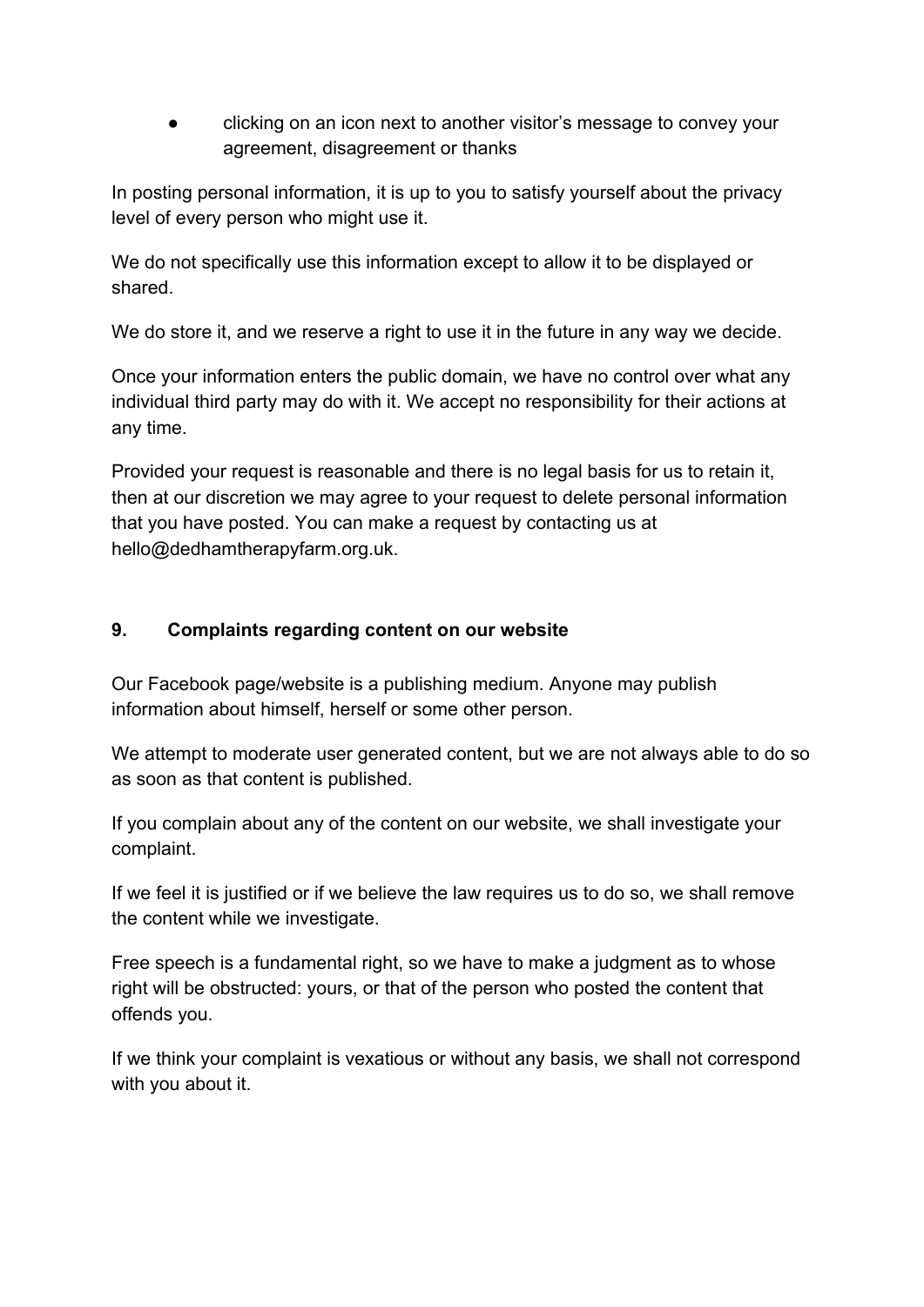- clicking on an icon next to another visitor's message to convey your agreement, disagreement or thanks

In posting personal information, it is up to you to satisfy yourself about the privacy level of every person who might use it.

We do not specifically use this information except to allow it to be displayed or shared.

We do store it, and we reserve a right to use it in the future in any way we decide.

Once your information enters the public domain, we have no control over what any individual third party may do with it. We accept no responsibility for their actions at any time.

Provided your request is reasonable and there is no legal basis for us to retain it, then at our discretion we may agree to your request to delete personal information that you have posted. You can make a request by contacting us at hello@dedhamtherapyfarm.org.uk.

## 9. Complaints regarding content on our website

Our Facebook page/website is a publishing medium. Anyone may publish information about himself, herself or some other person.

We attempt to moderate user generated content, but we are not always able to do so as soon as that content is published.

If you complain about any of the content on our website, we shall investigate your complaint.

If we feel it is justified or if we believe the law requires us to do so, we shall remove the content while we investigate.

Free speech is a fundamental right, so we have to make a judgment as to whose right will be obstructed: yours, or that of the person who posted the content that offends you.

If we think your complaint is vexatious or without any basis, we shall not correspond with you about it.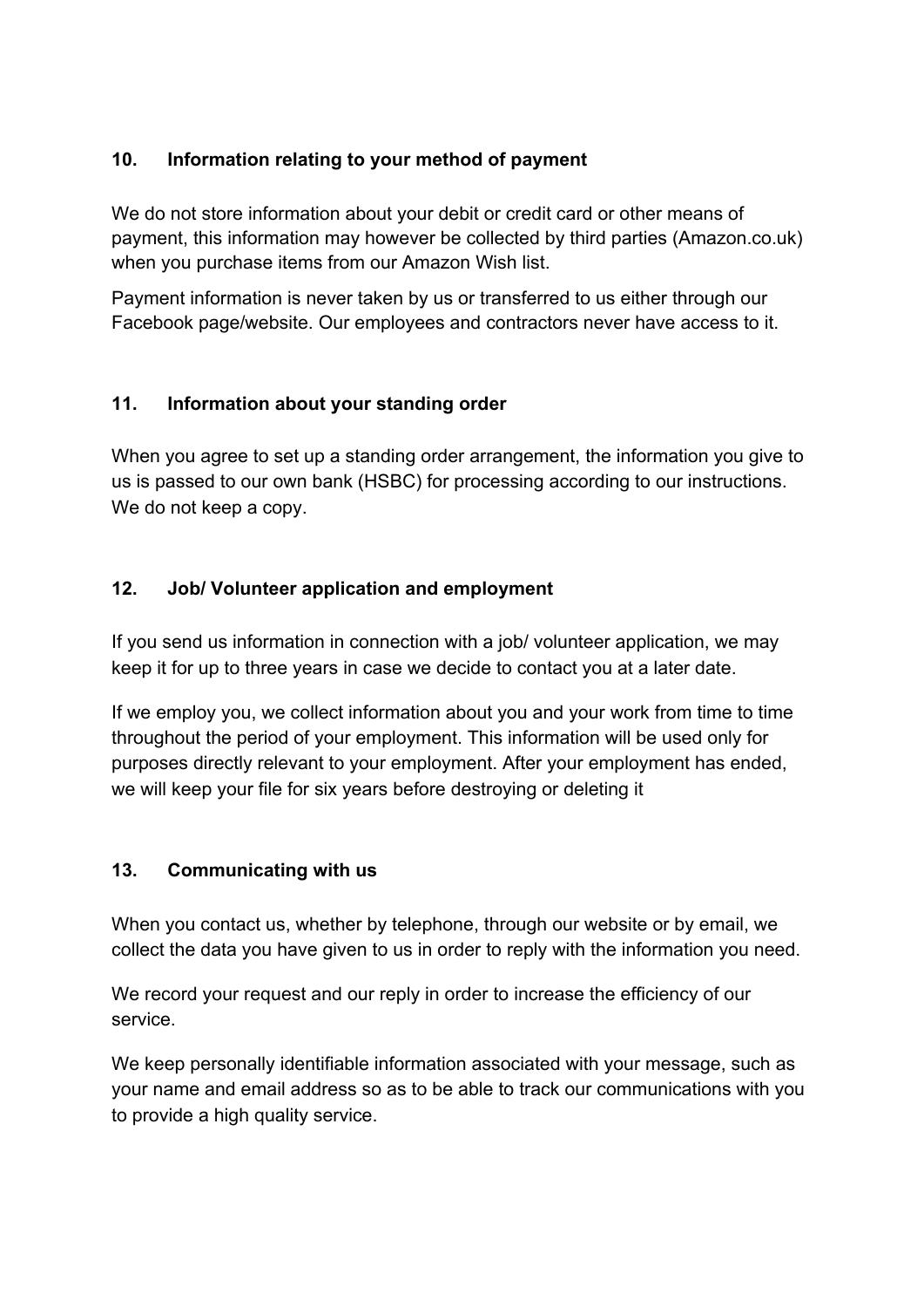## 10. Information relating to your method of payment

We do not store information about your debit or credit card or other means of payment, this information may however be collected by third parties (Amazon.co.uk) when you purchase items from our Amazon Wish list.

Payment information is never taken by us or transferred to us either through our Facebook page/website. Our employees and contractors never have access to it.

## 11. Information about your standing order

When you agree to set up a standing order arrangement, the information you give to us is passed to our own bank (HSBC) for processing according to our instructions. We do not keep a copy.

## 12. Job/ Volunteer application and employment

If you send us information in connection with a job/ volunteer application, we may keep it for up to three years in case we decide to contact you at a later date.

If we employ you, we collect information about you and your work from time to time throughout the period of your employment. This information will be used only for purposes directly relevant to your employment. After your employment has ended, we will keep your file for six years before destroying or deleting it

## 13. Communicating with us

When you contact us, whether by telephone, through our website or by email, we collect the data you have given to us in order to reply with the information you need.

We record your request and our reply in order to increase the efficiency of our service.

We keep personally identifiable information associated with your message, such as your name and email address so as to be able to track our communications with you to provide a high quality service.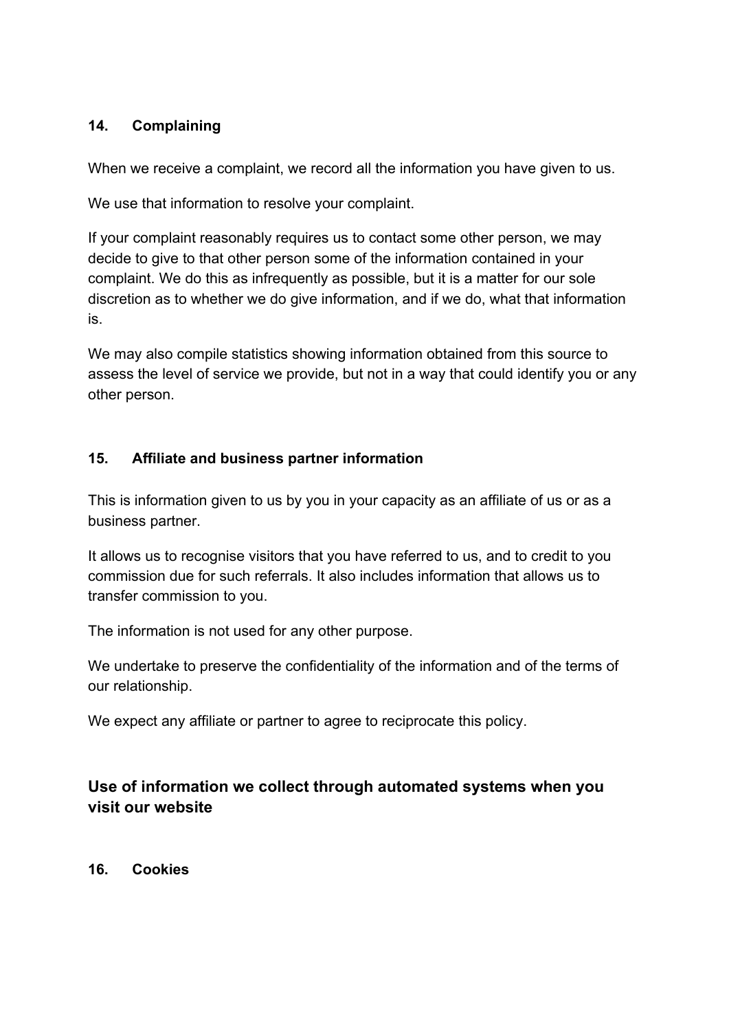### 14. Complaining

When we receive a complaint, we record all the information you have given to us.

We use that information to resolve your complaint.

If your complaint reasonably requires us to contact some other person, we may decide to give to that other person some of the information contained in your complaint. We do this as infrequently as possible, but it is a matter for our sole discretion as to whether we do give information, and if we do, what that information is.

We may also compile statistics showing information obtained from this source to assess the level of service we provide, but not in a way that could identify you or any other person.

### 15. Affiliate and business partner information

This is information given to us by you in your capacity as an affiliate of us or as a business partner.

It allows us to recognise visitors that you have referred to us, and to credit to you commission due for such referrals. It also includes information that allows us to transfer commission to you.

The information is not used for any other purpose.

We undertake to preserve the confidentiality of the information and of the terms of our relationship.

We expect any affiliate or partner to agree to reciprocate this policy.

## Use of information we collect through automated systems when you visit our website

### 16. Cookies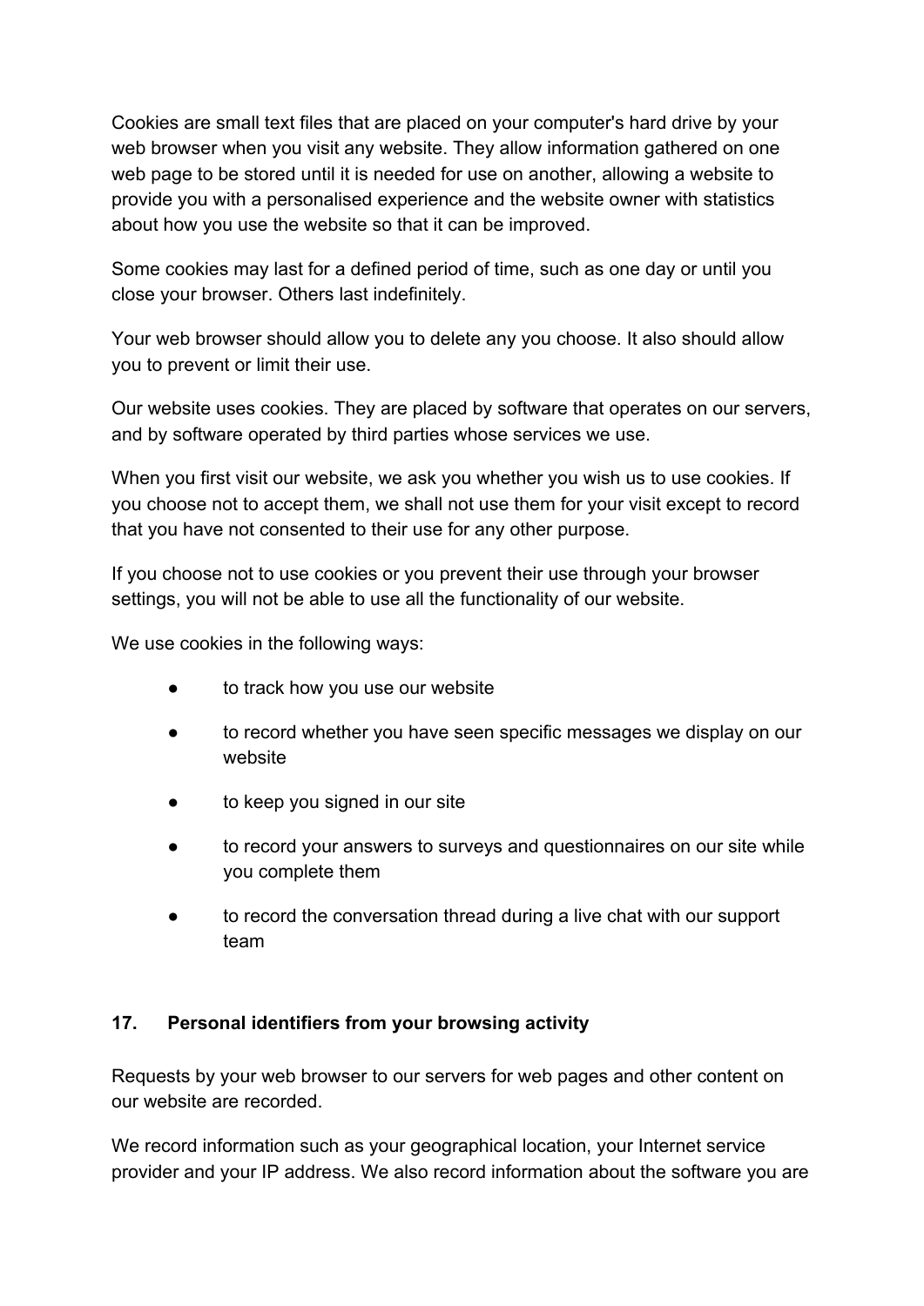Cookies are small text files that are placed on your computer's hard drive by your web browser when you visit any website. They allow information gathered on one web page to be stored until it is needed for use on another, allowing a website to provide you with a personalised experience and the website owner with statistics about how you use the website so that it can be improved.

Some cookies may last for a defined period of time, such as one day or until you close your browser. Others last indefinitely.

Your web browser should allow you to delete any you choose. It also should allow you to prevent or limit their use.

Our website uses cookies. They are placed by software that operates on our servers, and by software operated by third parties whose services we use.

When you first visit our website, we ask you whether you wish us to use cookies. If you choose not to accept them, we shall not use them for your visit except to record that you have not consented to their use for any other purpose.

If you choose not to use cookies or you prevent their use through your browser settings, you will not be able to use all the functionality of our website.

We use cookies in the following ways:

- to track how you use our website
- to record whether you have seen specific messages we display on our website
- to keep you signed in our site
- to record your answers to surveys and questionnaires on our site while you complete them
- to record the conversation thread during a live chat with our support team

## 17. Personal identifiers from your browsing activity

Requests by your web browser to our servers for web pages and other content on our website are recorded.

We record information such as your geographical location, your Internet service provider and your IP address. We also record information about the software you are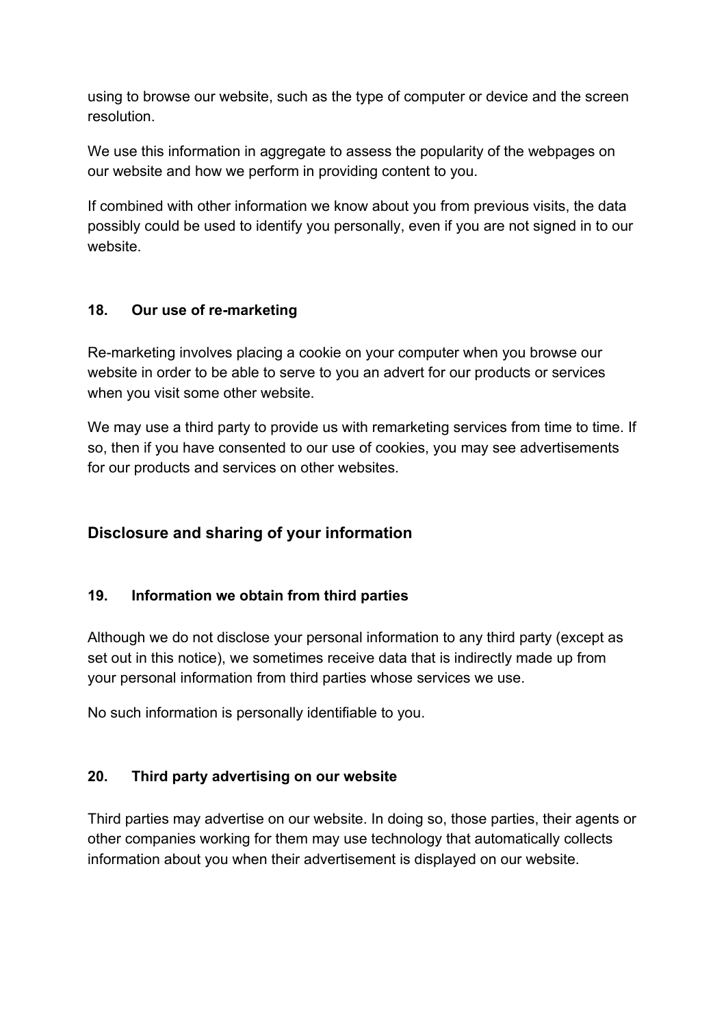using to browse our website, such as the type of computer or device and the screen resolution.

We use this information in aggregate to assess the popularity of the webpages on our website and how we perform in providing content to you.

If combined with other information we know about you from previous visits, the data possibly could be used to identify you personally, even if you are not signed in to our website.

### 18. Our use of re-marketing

Re-marketing involves placing a cookie on your computer when you browse our website in order to be able to serve to you an advert for our products or services when you visit some other website.

We may use a third party to provide us with remarketing services from time to time. If so, then if you have consented to our use of cookies, you may see advertisements for our products and services on other websites.

## Disclosure and sharing of your information

### 19. Information we obtain from third parties

Although we do not disclose your personal information to any third party (except as set out in this notice), we sometimes receive data that is indirectly made up from your personal information from third parties whose services we use.

No such information is personally identifiable to you.

### 20. Third party advertising on our website

Third parties may advertise on our website. In doing so, those parties, their agents or other companies working for them may use technology that automatically collects information about you when their advertisement is displayed on our website.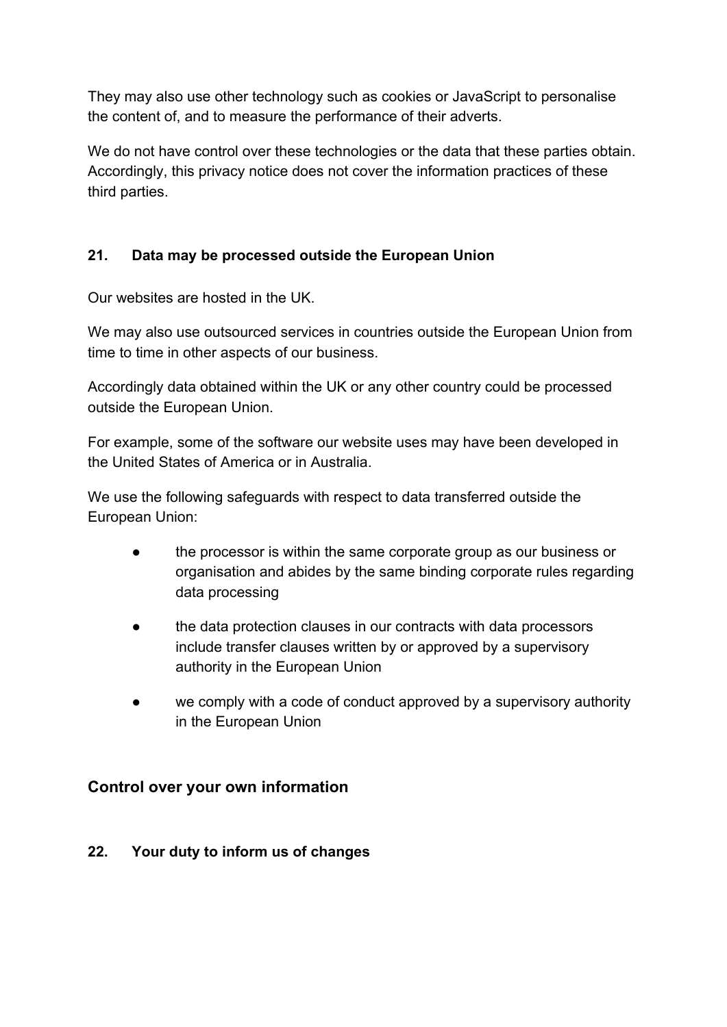They may also use other technology such as cookies or JavaScript to personalise the content of, and to measure the performance of their adverts.

We do not have control over these technologies or the data that these parties obtain. Accordingly, this privacy notice does not cover the information practices of these third parties.

### 21. Data may be processed outside the European Union

Our websites are hosted in the UK.

We may also use outsourced services in countries outside the European Union from time to time in other aspects of our business.

Accordingly data obtained within the UK or any other country could be processed outside the European Union.

For example, some of the software our website uses may have been developed in the United States of America or in Australia.

We use the following safeguards with respect to data transferred outside the European Union:

- the processor is within the same corporate group as our business or organisation and abides by the same binding corporate rules regarding data processing
- the data protection clauses in our contracts with data processors include transfer clauses written by or approved by a supervisory authority in the European Union
- we comply with a code of conduct approved by a supervisory authority in the European Union

## Control over your own information

### 22. Your duty to inform us of changes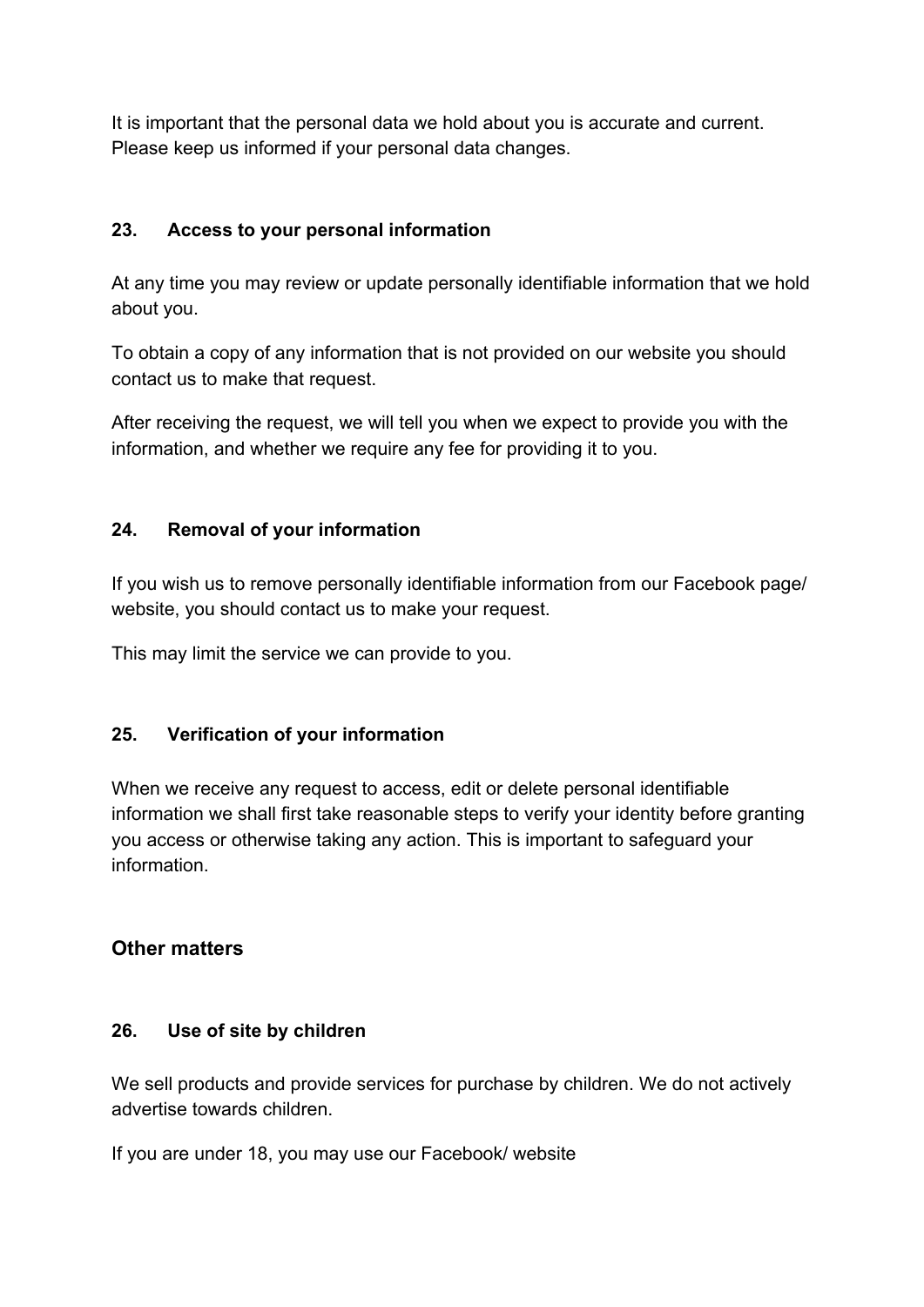It is important that the personal data we hold about you is accurate and current. Please keep us informed if your personal data changes.

### 23. Access to your personal information

At any time you may review or update personally identifiable information that we hold about you.

To obtain a copy of any information that is not provided on our website you should contact us to make that request.

After receiving the request, we will tell you when we expect to provide you with the information, and whether we require any fee for providing it to you.

### 24. Removal of your information

If you wish us to remove personally identifiable information from our Facebook page/ website, you should contact us to make your request.

This may limit the service we can provide to you.

### 25. Verification of your information

When we receive any request to access, edit or delete personal identifiable information we shall first take reasonable steps to verify your identity before granting you access or otherwise taking any action. This is important to safeguard your information.

## Other matters

### 26. Use of site by children

We sell products and provide services for purchase by children. We do not actively advertise towards children.

If you are under 18, you may use our Facebook/ website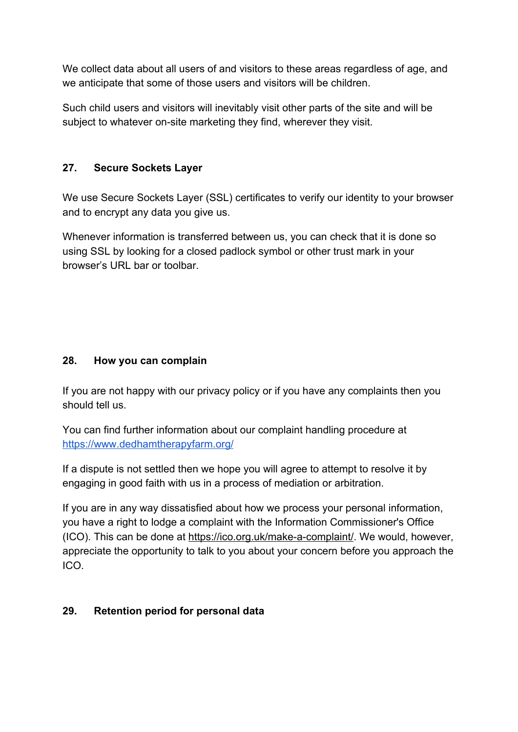We collect data about all users of and visitors to these areas regardless of age, and we anticipate that some of those users and visitors will be children.

Such child users and visitors will inevitably visit other parts of the site and will be subject to whatever on-site marketing they find, wherever they visit.

## 27. Secure Sockets Layer

We use Secure Sockets Layer (SSL) certificates to verify our identity to your browser and to encrypt any data you give us.

Whenever information is transferred between us, you can check that it is done so using SSL by looking for a closed padlock symbol or other trust mark in your browser's URL bar or toolbar.

## 28. How you can complain

If you are not happy with our privacy policy or if you have any complaints then you should tell us.

You can find further information about our complaint handling procedure at [https://www.dedhamtherapyfarm.org/](https://www.dedhamtherapyfarm.org/)

If a dispute is not settled then we hope you will agree to attempt to resolve it by engaging in good faith with us in a process of mediation or arbitration.

If you are in any way dissatisfied about how we process your personal information, you have a right to lodge a complaint with the Information Commissioner's Office (ICO). This can be done at [https://ico.org.uk/make-a-complaint/](https://ico.org.uk/make-a-complaint/). We would, however, appreciate the opportunity to talk to you about your concern before you approach the ICO.

## 29. Retention period for personal data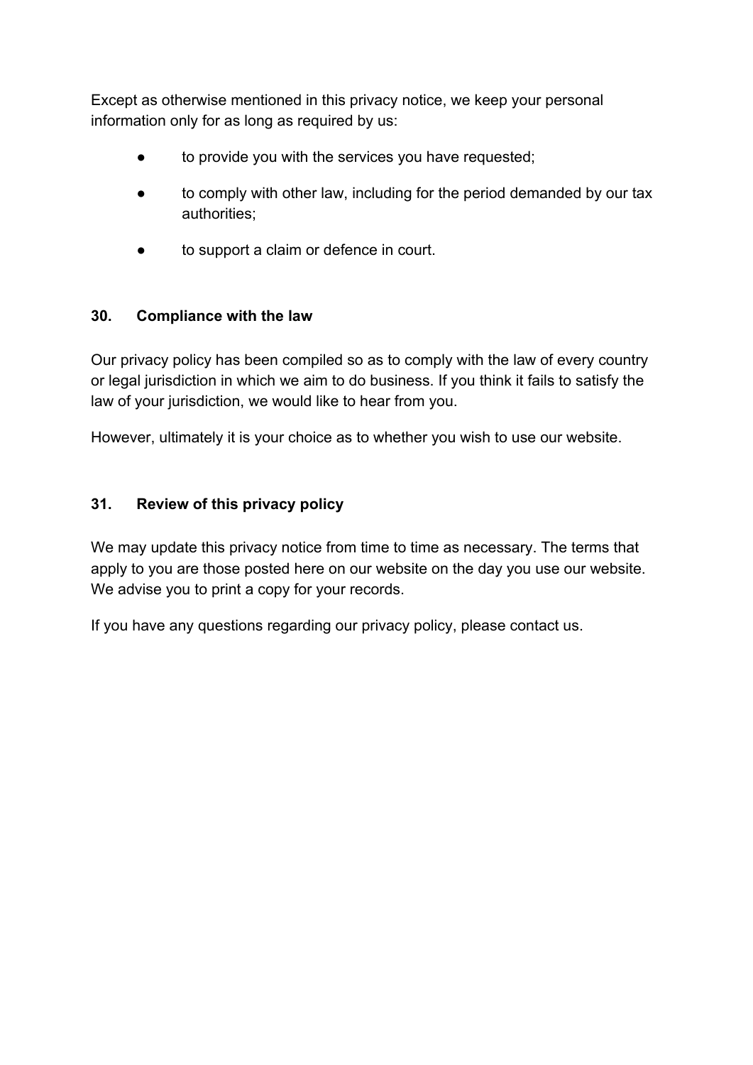Except as otherwise mentioned in this privacy notice, we keep your personal information only for as long as required by us:

- to provide you with the services you have requested;
- to comply with other law, including for the period demanded by our tax authorities;
- to support a claim or defence in court.

## 30. Compliance with the law

Our privacy policy has been compiled so as to comply with the law of every country or legal jurisdiction in which we aim to do business. If you think it fails to satisfy the law of your jurisdiction, we would like to hear from you.

However, ultimately it is your choice as to whether you wish to use our website.

## 31. Review of this privacy policy

We may update this privacy notice from time to time as necessary. The terms that apply to you are those posted here on our website on the day you use our website. We advise you to print a copy for your records.

If you have any questions regarding our privacy policy, please contact us.